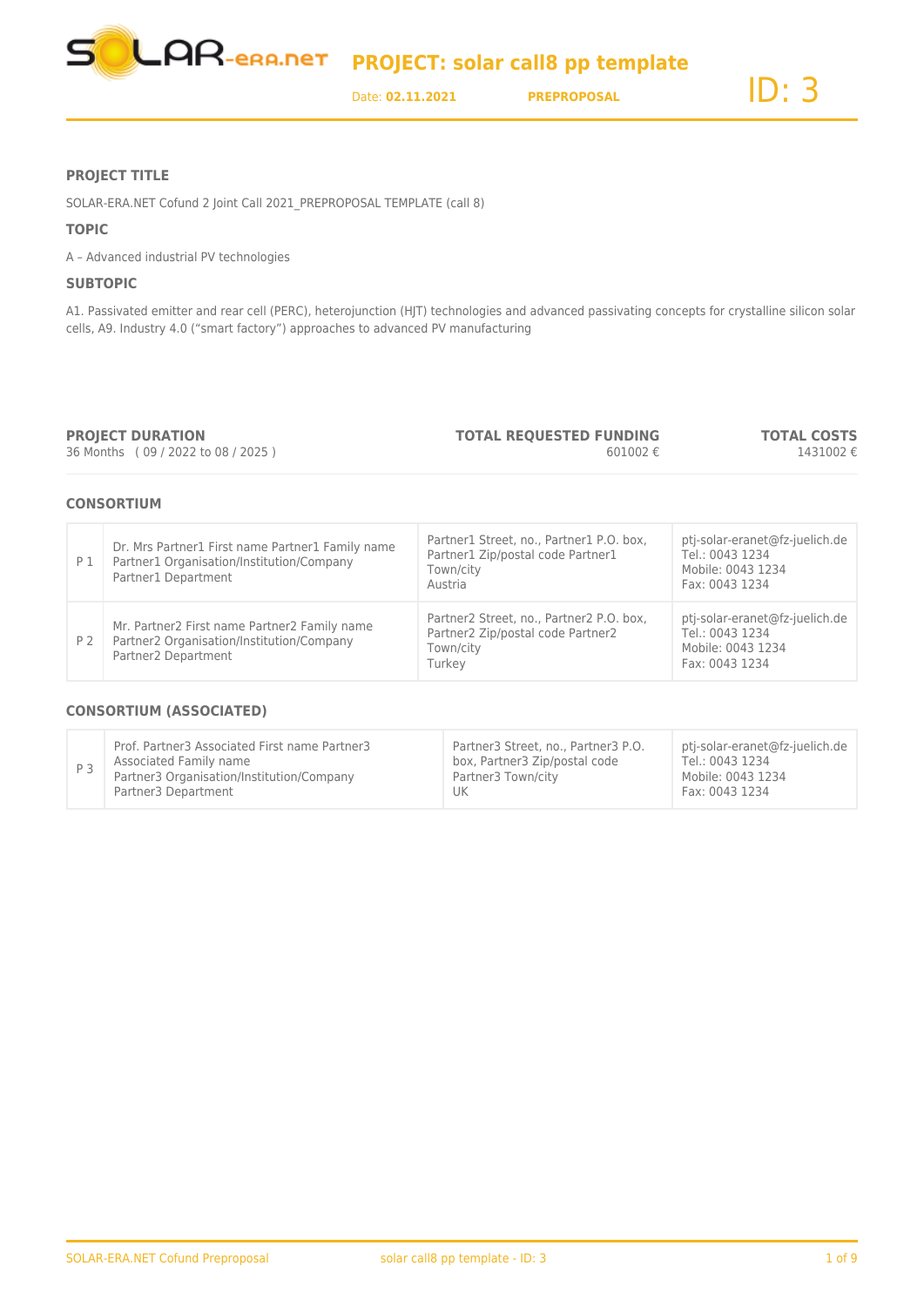# PROJECT: solar call8 pp template

Date: **02.11.2021** **PREPROPOSAL** ID: 3

### PROJECT TITLE

SOLAR-ERA.NET Cofund 2 Joint Call 2021_PREPROPOSAL TEMPLATE (call 8)

### TOPIC

A – Advanced industrial PV technologies

### SUBTOPIC

A1. Passivated emitter and rear cell (PERC), heterojunction (HJT) technologies and advanced passivating concepts for crystalline silicon solar cells, A9. Industry 4.0 ("smart factory") approaches to advanced PV manufacturing

| PROJECT DURATION | TOTAL REQUESTED FUNDING | TOTAL COSTS |
|---|---|---|
| 36 Months ( 09 / 2022 to 08 / 2025 ) | 601002 € | 1431002 € |

### CONSORTIUM

| | | | |
|---|---|---|---|
| P 1 | Dr. Mrs Partner1 First name Partner1 Family name<br>Partner1 Organisation/Institution/Company<br>Partner1 Department | Partner1 Street, no., Partner1 P.O. box, Partner1 Zip/postal code Partner1 Town/city<br>Austria | ptj-solar-eranet@fz-juelich.de<br>Tel.: 0043 1234<br>Mobile: 0043 1234<br>Fax: 0043 1234 |
| P 2 | Mr. Partner2 First name Partner2 Family name<br>Partner2 Organisation/Institution/Company<br>Partner2 Department | Partner2 Street, no., Partner2 P.O. box, Partner2 Zip/postal code Partner2 Town/city<br>Turkey | ptj-solar-eranet@fz-juelich.de<br>Tel.: 0043 1234<br>Mobile: 0043 1234<br>Fax: 0043 1234 |

### CONSORTIUM (ASSOCIATED)

| | | | |
|---|---|---|---|
| P 3 | Prof. Partner3 Associated First name Partner3 Associated Family name<br>Partner3 Organisation/Institution/Company<br>Partner3 Department | Partner3 Street, no., Partner3 P.O. box, Partner3 Zip/postal code Partner3 Town/city<br>UK | ptj-solar-eranet@fz-juelich.de<br>Tel.: 0043 1234<br>Mobile: 0043 1234<br>Fax: 0043 1234 |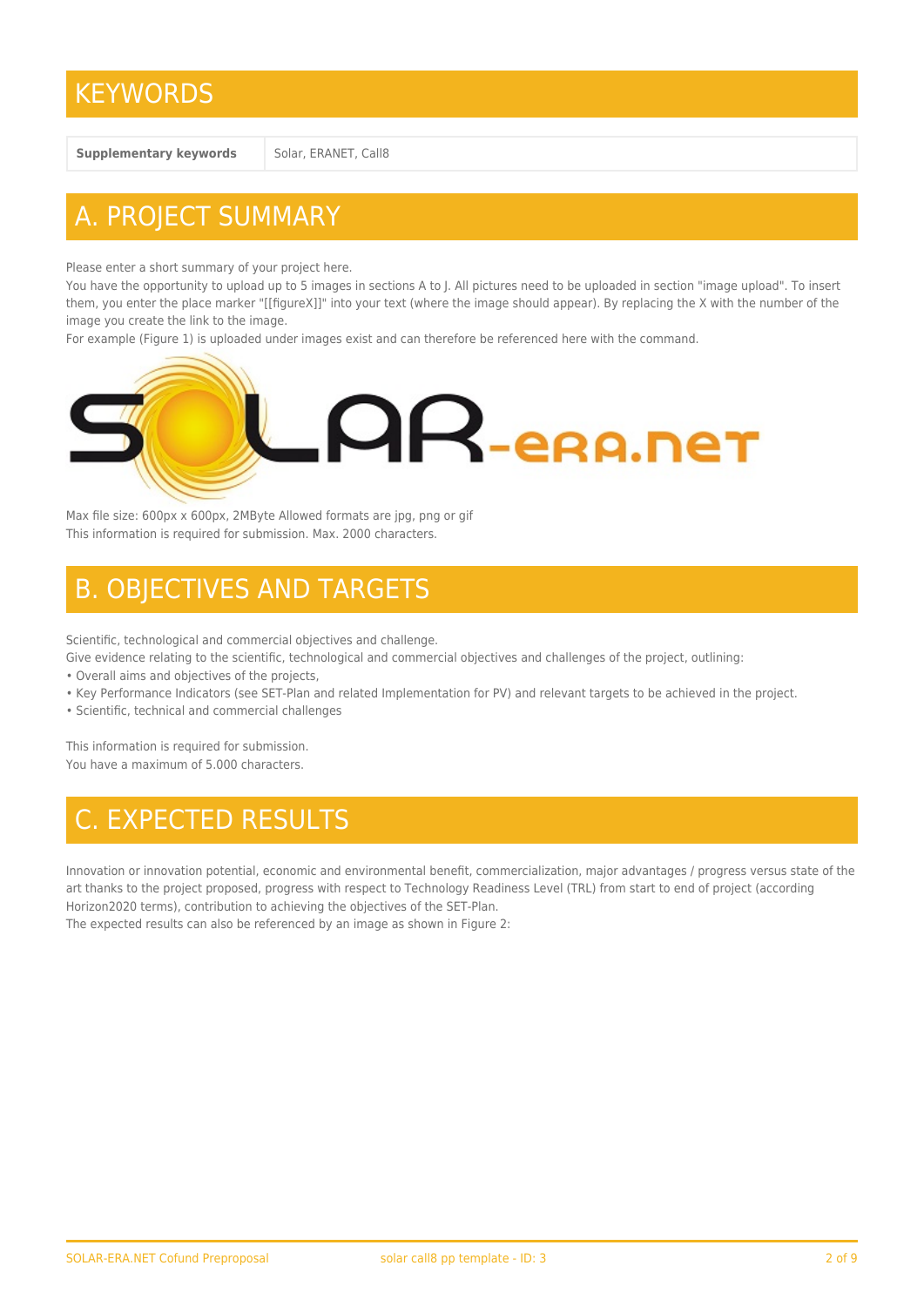# KEYWORDS

| **Supplementary keywords** | Solar, ERANET, Call8 |
|---|---|

# A. PROJECT SUMMARY

Please enter a short summary of your project here.
You have the opportunity to upload up to 5 images in sections A to J. All pictures need to be uploaded in section "image upload". To insert them, you enter the place marker "[[figureX]]" into your text (where the image should appear). By replacing the X with the number of the image you create the link to the image.
For example (Figure 1) is uploaded under images exist and can therefore be referenced here with the command.

Max file size: 600px x 600px, 2MByte Allowed formats are jpg, png or gif
This information is required for submission. Max. 2000 characters.

# B. OBJECTIVES AND TARGETS

Scientific, technological and commercial objectives and challenge.
Give evidence relating to the scientific, technological and commercial objectives and challenges of the project, outlining:

- Overall aims and objectives of the projects,
- Key Performance Indicators (see SET-Plan and related Implementation for PV) and relevant targets to be achieved in the project.
- Scientific, technical and commercial challenges

This information is required for submission.
You have a maximum of 5.000 characters.

# C. EXPECTED RESULTS

Innovation or innovation potential, economic and environmental benefit, commercialization, major advantages / progress versus state of the art thanks to the project proposed, progress with respect to Technology Readiness Level (TRL) from start to end of project (according Horizon2020 terms), contribution to achieving the objectives of the SET-Plan.
The expected results can also be referenced by an image as shown in Figure 2: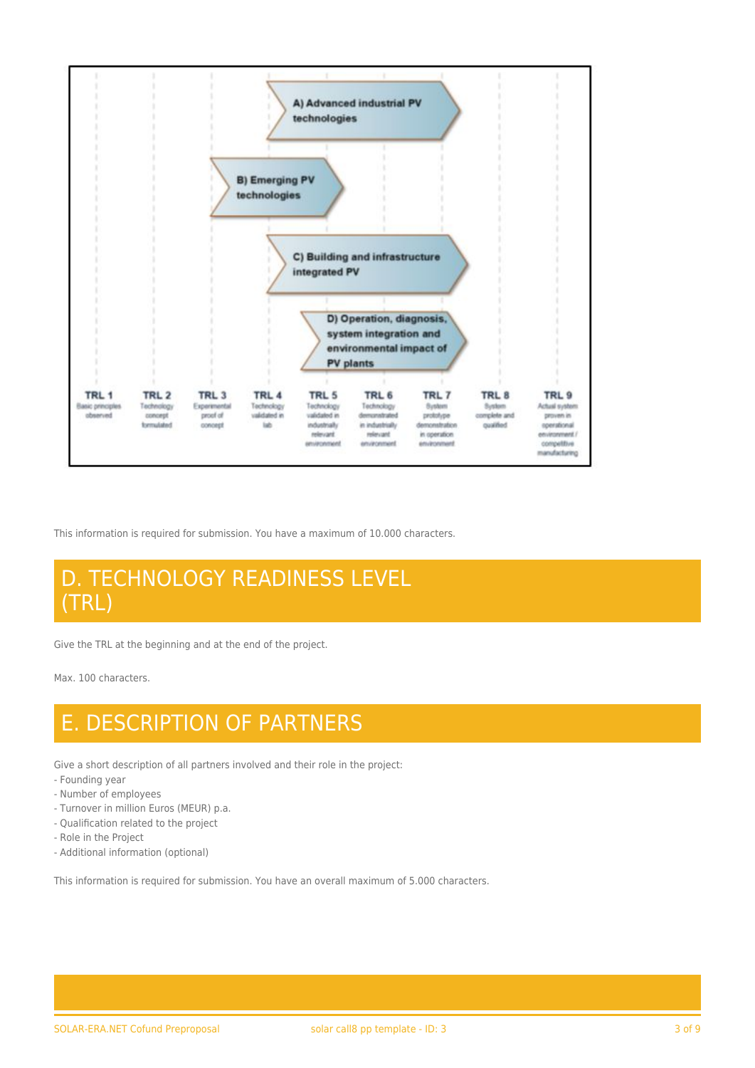A) Advanced industrial PV technologies

B) Emerging PV technologies

C) Building and infrastructure integrated PV

D) Operation, diagnosis, system integration and environmental impact of PV plants

| TRL 1 | TRL 2 | TRL 3 | TRL 4 | TRL 5 | TRL 6 | TRL 7 | TRL 8 | TRL 9 |
|---|---|---|---|---|---|---|---|---|
| Basic principles observed | Technology concept formulated | Experimental proof of concept | Technology validated in lab | Technology validated in industrially relevant environment | Technology demonstrated in industrially relevant environment | System prototype demonstration in operation environment | System complete and qualified | Actual system proven in operational environment / competitive manufacturing |

This information is required for submission. You have a maximum of 10.000 characters.

# D. TECHNOLOGY READINESS LEVEL (TRL)

Give the TRL at the beginning and at the end of the project.

Max. 100 characters.

# E. DESCRIPTION OF PARTNERS

Give a short description of all partners involved and their role in the project:
- Founding year
- Number of employees
- Turnover in million Euros (MEUR) p.a.
- Qualification related to the project
- Role in the Project
- Additional information (optional)

This information is required for submission. You have an overall maximum of 5.000 characters.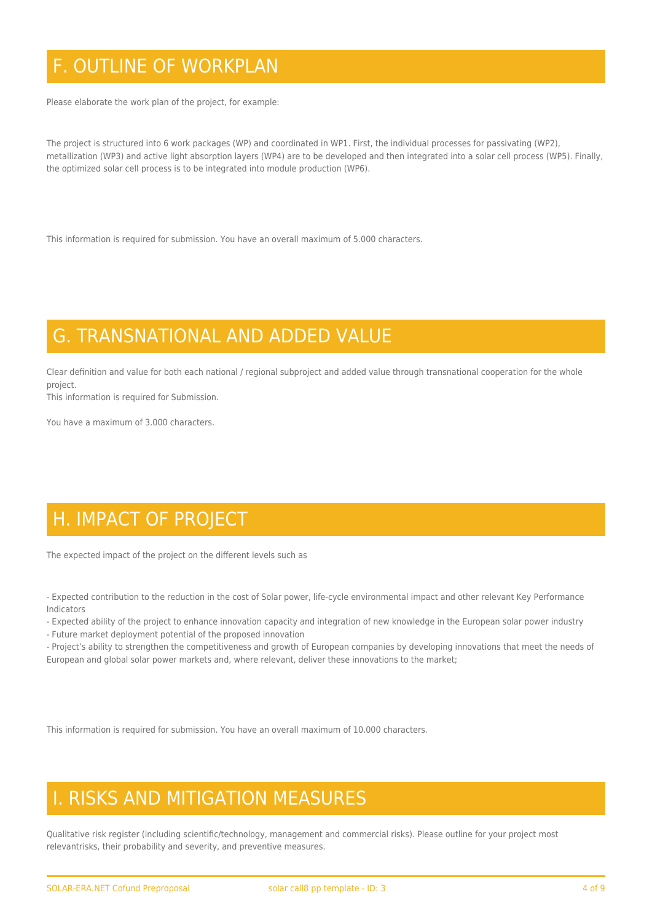# F. OUTLINE OF WORKPLAN

Please elaborate the work plan of the project, for example:

The project is structured into 6 work packages (WP) and coordinated in WP1. First, the individual processes for passivating (WP2), metallization (WP3) and active light absorption layers (WP4) are to be developed and then integrated into a solar cell process (WP5). Finally, the optimized solar cell process is to be integrated into module production (WP6).

This information is required for submission. You have an overall maximum of 5.000 characters.

# G. TRANSNATIONAL AND ADDED VALUE

Clear definition and value for both each national / regional subproject and added value through transnational cooperation for the whole project.
This information is required for Submission.

You have a maximum of 3.000 characters.

# H. IMPACT OF PROJECT

The expected impact of the project on the different levels such as

- Expected contribution to the reduction in the cost of Solar power, life-cycle environmental impact and other relevant Key Performance Indicators
- Expected ability of the project to enhance innovation capacity and integration of new knowledge in the European solar power industry
- Future market deployment potential of the proposed innovation
- Project’s ability to strengthen the competitiveness and growth of European companies by developing innovations that meet the needs of European and global solar power markets and, where relevant, deliver these innovations to the market;

This information is required for submission. You have an overall maximum of 10.000 characters.

# I. RISKS AND MITIGATION MEASURES

Qualitative risk register (including scientific/technology, management and commercial risks). Please outline for your project most relevantrisks, their probability and severity, and preventive measures.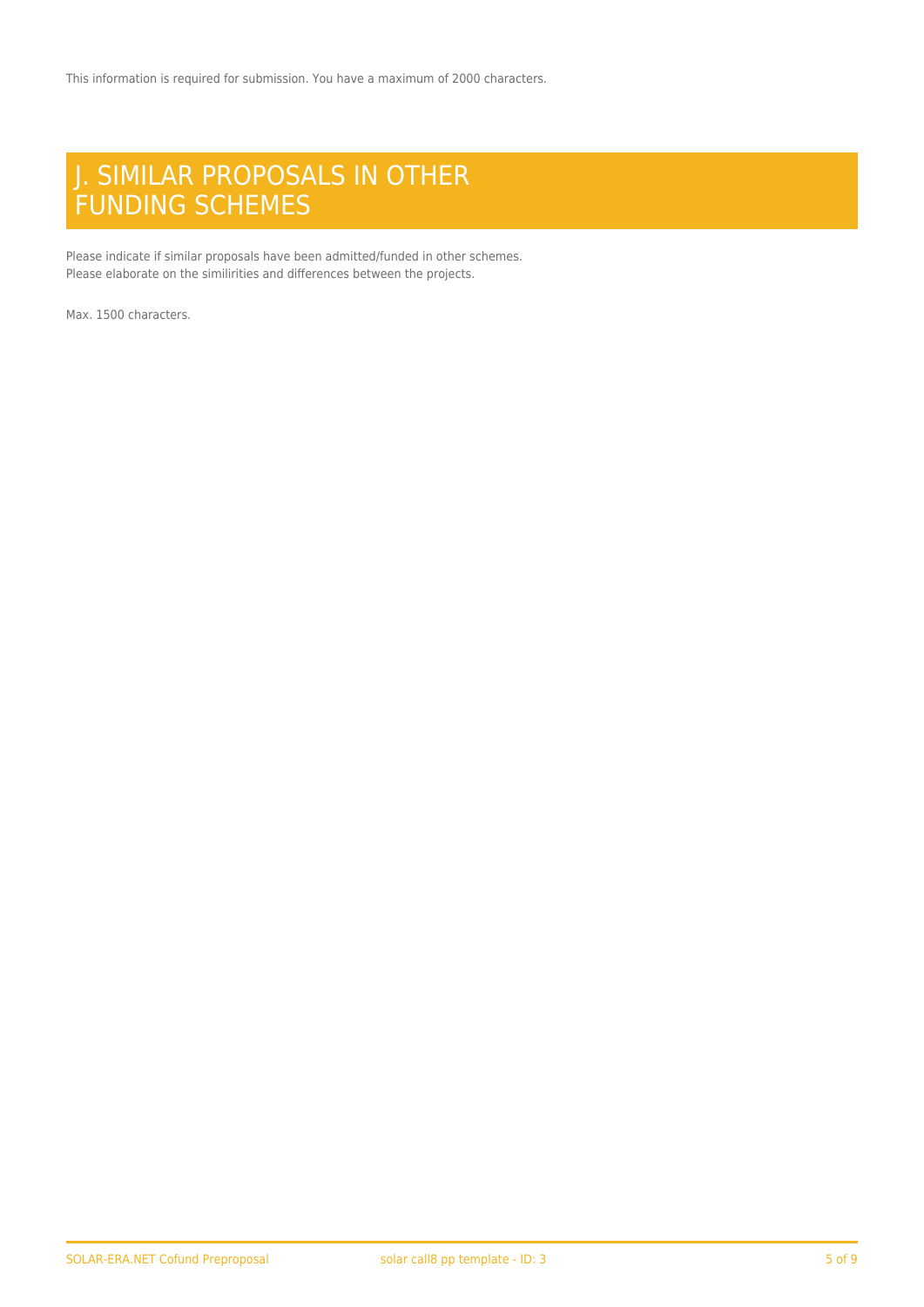This information is required for submission. You have a maximum of 2000 characters.

# J. SIMILAR PROPOSALS IN OTHER FUNDING SCHEMES

Please indicate if similar proposals have been admitted/funded in other schemes.
Please elaborate on the similirities and differences between the projects.

Max. 1500 characters.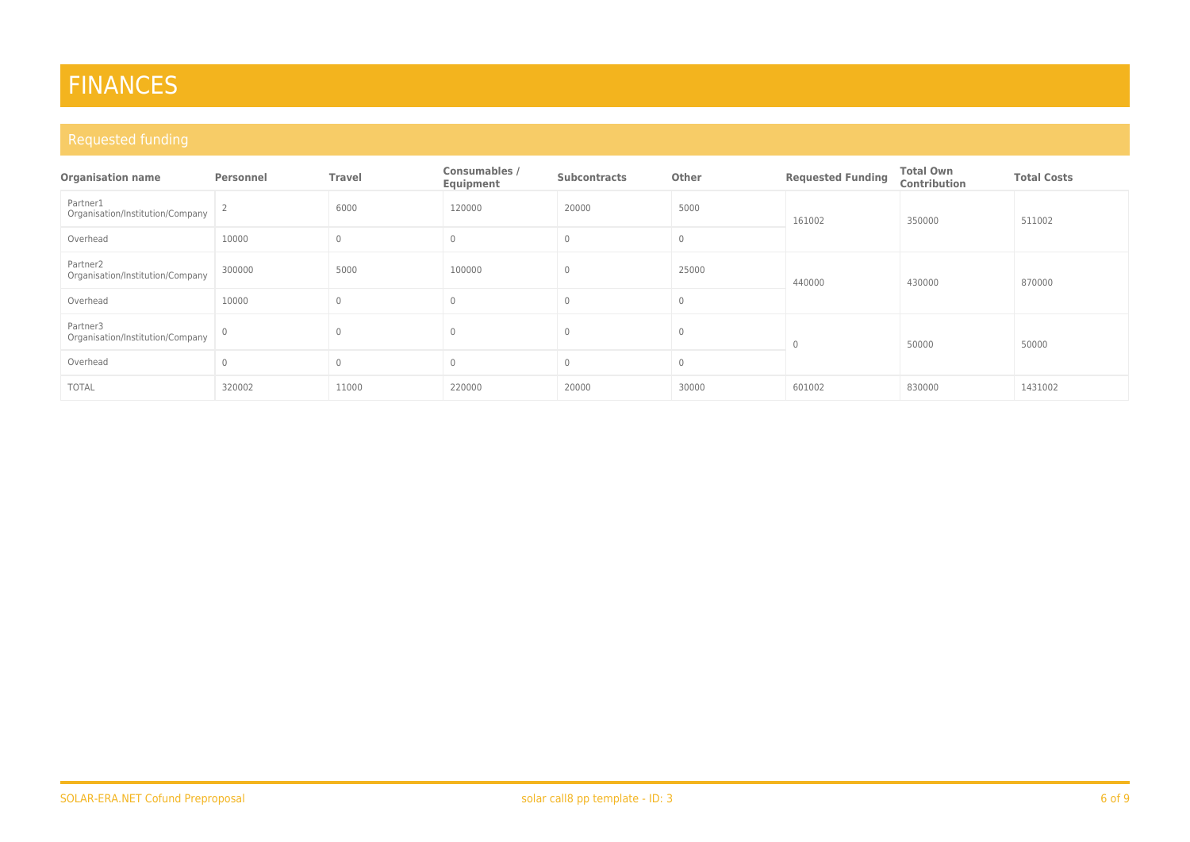# FINANCES

## Requested funding

| Organisation name | Personnel | Travel | Consumables / Equipment | Subcontracts | Other | Requested Funding | Total Own Contribution | Total Costs |
|---|---|---|---|---|---|---|---|---|
| Partner1 Organisation/Institution/Company | 2 | 6000 | 120000 | 20000 | 5000 | 161002 | 350000 | 511002 |
| Overhead | 10000 | 0 | 0 | 0 | 0 | | | |
| Partner2 Organisation/Institution/Company | 300000 | 5000 | 100000 | 0 | 25000 | 440000 | 430000 | 870000 |
| Overhead | 10000 | 0 | 0 | 0 | 0 | | | |
| Partner3 Organisation/Institution/Company | 0 | 0 | 0 | 0 | 0 | 0 | 50000 | 50000 |
| Overhead | 0 | 0 | 0 | 0 | 0 | | | |
| TOTAL | 320002 | 11000 | 220000 | 20000 | 30000 | 601002 | 830000 | 1431002 |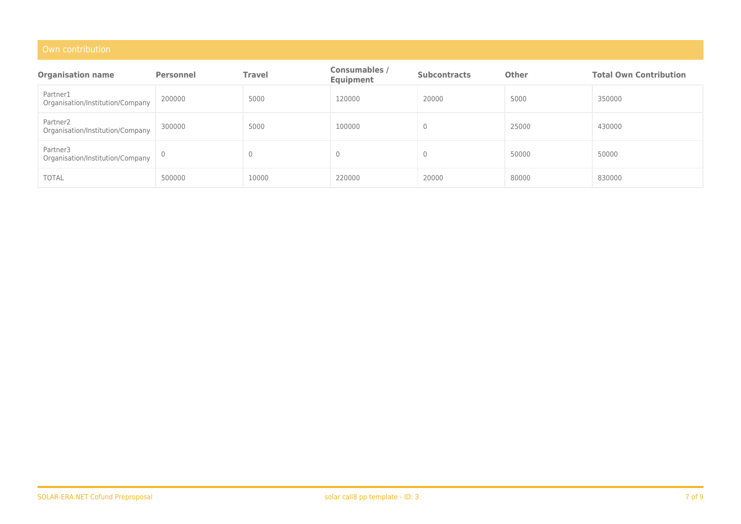## Own contribution

| Organisation name | Personnel | Travel | Consumables / Equipment | Subcontracts | Other | Total Own Contribution |
|---|---|---|---|---|---|---|
| Partner1 Organisation/Institution/Company | 200000 | 5000 | 120000 | 20000 | 5000 | 350000 |
| Partner2 Organisation/Institution/Company | 300000 | 5000 | 100000 | 0 | 25000 | 430000 |
| Partner3 Organisation/Institution/Company | 0 | 0 | 0 | 0 | 50000 | 50000 |
| TOTAL | 500000 | 10000 | 220000 | 20000 | 80000 | 830000 |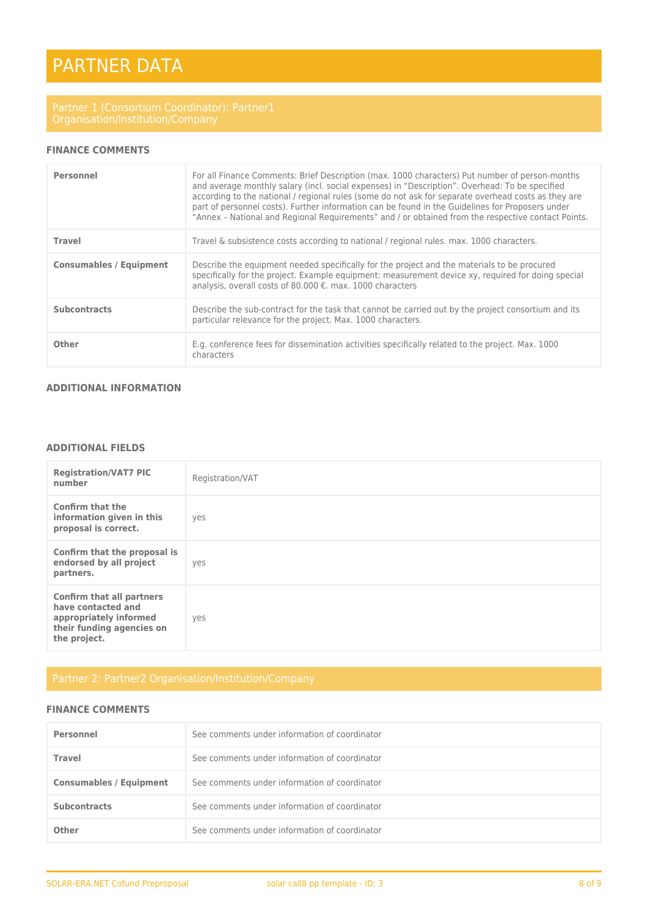# PARTNER DATA

## Partner 1 (Consortium Coordinator): Partner1 Organisation/Institution/Company

### FINANCE COMMENTS

| | |
|---|---|
| **Personnel** | For all Finance Comments: Brief Description (max. 1000 characters) Put number of person-months and average monthly salary (incl. social expenses) in “Description”. Overhead: To be specified according to the national / regional rules (some do not ask for separate overhead costs as they are part of personnel costs). Further information can be found in the Guidelines for Proposers under “Annex – National and Regional Requirements” and / or obtained from the respective contact Points. |
| **Travel** | Travel & subsistence costs according to national / regional rules. max. 1000 characters. |
| **Consumables / Equipment** | Describe the equipment needed specifically for the project and the materials to be procured specifically for the project. Example equipment: measurement device xy, required for doing special analysis, overall costs of 80.000 €. max. 1000 characters |
| **Subcontracts** | Describe the sub-contract for the task that cannot be carried out by the project consortium and its particular relevance for the project. Max. 1000 characters. |
| **Other** | E.g. conference fees for dissemination activities specifically related to the project. Max. 1000 characters |

### ADDITIONAL INFORMATION

### ADDITIONAL FIELDS

| | |
|---|---|
| **Registration/VAT7 PIC number** | Registration/VAT |
| **Confirm that the information given in this proposal is correct.** | yes |
| **Confirm that the proposal is endorsed by all project partners.** | yes |
| **Confirm that all partners have contacted and appropriately informed their funding agencies on the project.** | yes |

## Partner 2: Partner2 Organisation/Institution/Company

### FINANCE COMMENTS

| | |
|---|---|
| **Personnel** | See comments under information of coordinator |
| **Travel** | See comments under information of coordinator |
| **Consumables / Equipment** | See comments under information of coordinator |
| **Subcontracts** | See comments under information of coordinator |
| **Other** | See comments under information of coordinator |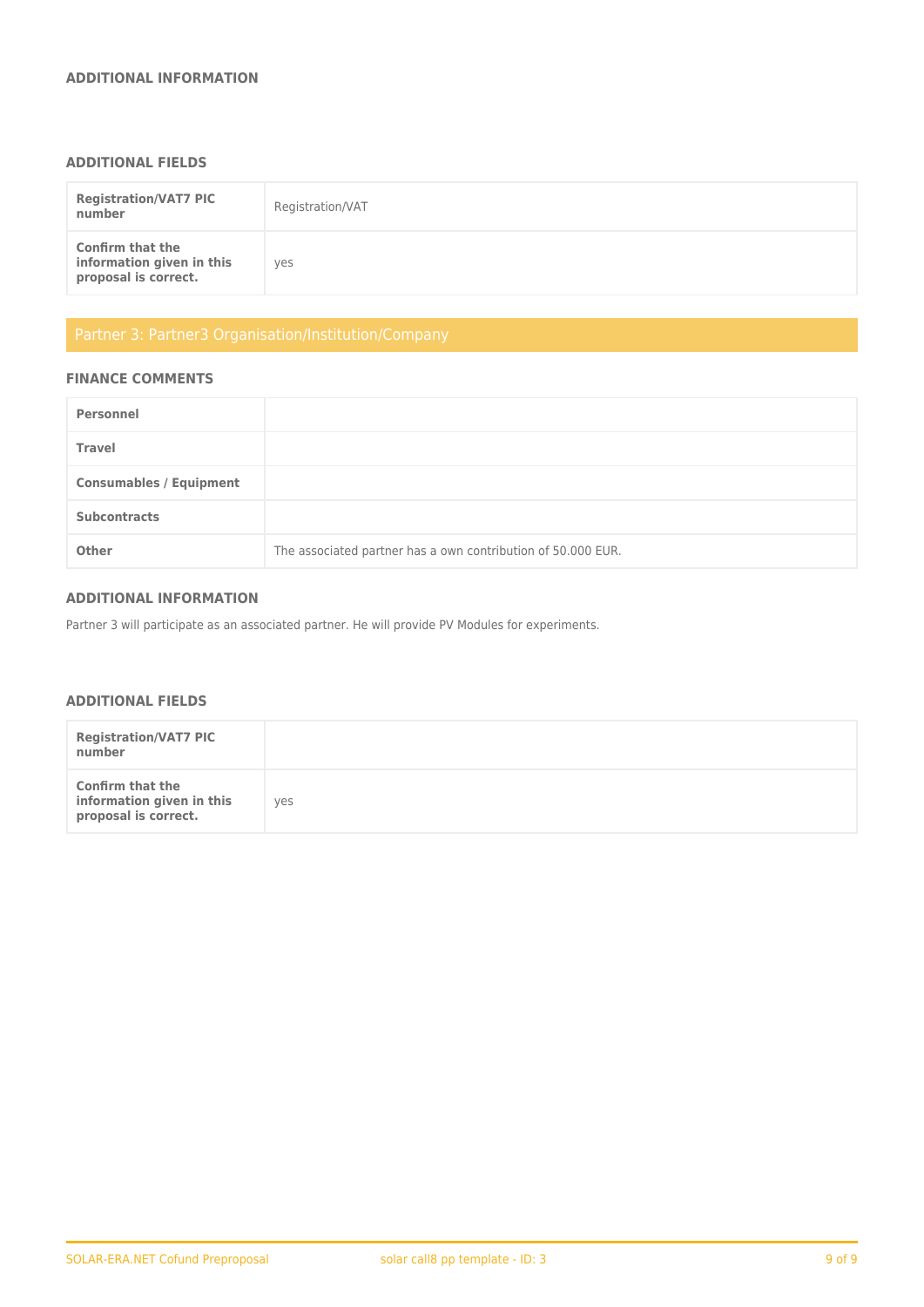### ADDITIONAL INFORMATION

### ADDITIONAL FIELDS

| | |
|---|---|
| **Registration/VAT7 PIC number** | Registration/VAT |
| **Confirm that the information given in this proposal is correct.** | yes |

## Partner 3: Partner3 Organisation/Institution/Company

### FINANCE COMMENTS

| | |
|---|---|
| **Personnel** | |
| **Travel** | |
| **Consumables / Equipment** | |
| **Subcontracts** | |
| **Other** | The associated partner has a own contribution of 50.000 EUR. |

### ADDITIONAL INFORMATION

Partner 3 will participate as an associated partner. He will provide PV Modules for experiments.

### ADDITIONAL FIELDS

| | |
|---|---|
| **Registration/VAT7 PIC number** | |
| **Confirm that the information given in this proposal is correct.** | yes |